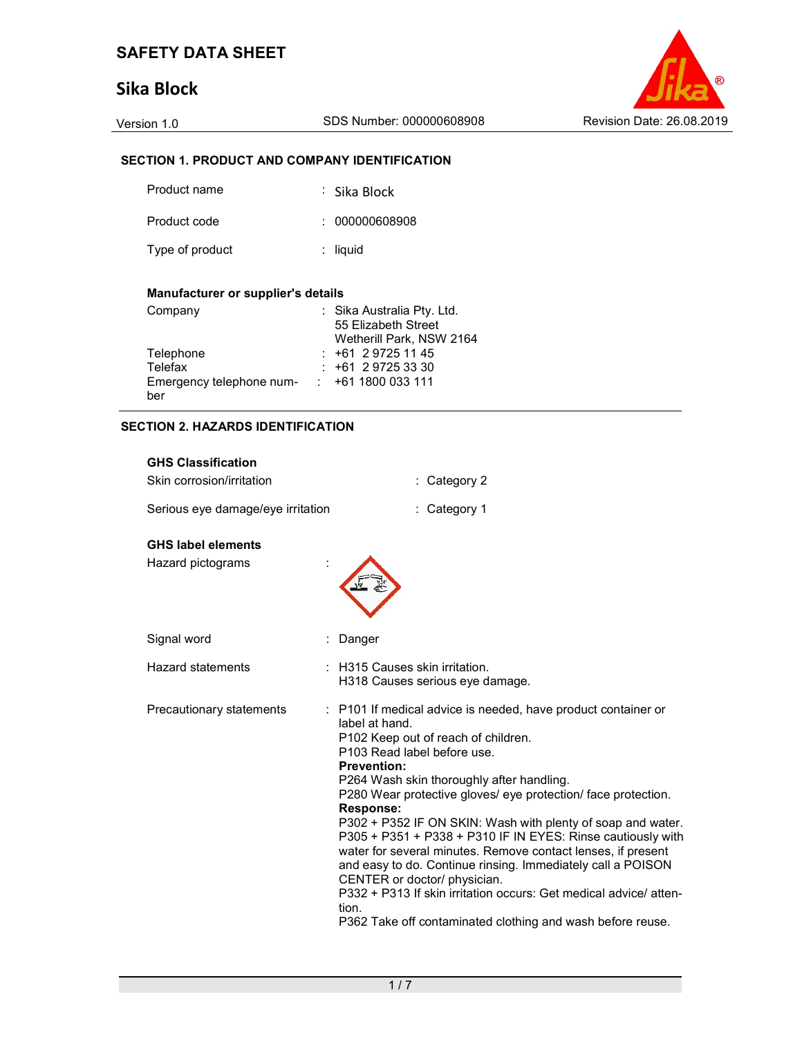# SAFETY DATA SHEET

# Sika Block

Version 1.0 | SDS Number: 000000608908 | Revision Date: 26.08.2019

## SECTION 1. PRODUCT AND COMPANY IDENTIFICATION

| | | |
|---|---|---|
| Product name | : | Sika Block |
| Product code | : | 000000608908 |
| Type of product | : | liquid |

**Manufacturer or supplier's details**

| | | |
|---|---|---|
| Company | : | Sika Australia Pty. Ltd.<br>55 Elizabeth Street<br>Wetherill Park, NSW 2164 |
| Telephone | : | +61 2 9725 11 45 |
| Telefax | : | +61 2 9725 33 30 |
| Emergency telephone number | : | +61 1800 033 111 |

## SECTION 2. HAZARDS IDENTIFICATION

**GHS Classification**

| | | |
|---|---|---|
| Skin corrosion/irritation | : | Category 2 |
| Serious eye damage/eye irritation | : | Category 1 |

**GHS label elements**

Hazard pictograms :

Signal word : Danger

Hazard statements : H315 Causes skin irritation.
H318 Causes serious eye damage.

Precautionary statements : P101 If medical advice is needed, have product container or label at hand.
P102 Keep out of reach of children.
P103 Read label before use.

**Prevention:**

P264 Wash skin thoroughly after handling.
P280 Wear protective gloves/ eye protection/ face protection.

**Response:**

P302 + P352 IF ON SKIN: Wash with plenty of soap and water.
P305 + P351 + P338 + P310 IF IN EYES: Rinse cautiously with water for several minutes. Remove contact lenses, if present and easy to do. Continue rinsing. Immediately call a POISON CENTER or doctor/ physician.
P332 + P313 If skin irritation occurs: Get medical advice/ attention.
P362 Take off contaminated clothing and wash before reuse.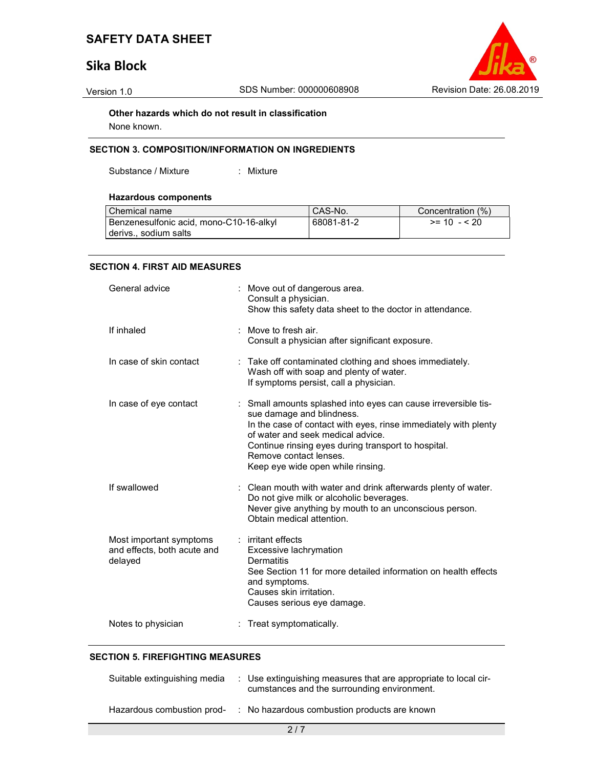**Other hazards which do not result in classification**

None known.

## SECTION 3. COMPOSITION/INFORMATION ON INGREDIENTS

Substance / Mixture : Mixture

**Hazardous components**

| Chemical name | CAS-No. | Concentration (%) |
|---|---|---|
| Benzenesulfonic acid, mono-C10-16-alkyl derivs., sodium salts | 68081-81-2 | >= 10 - < 20 |

## SECTION 4. FIRST AID MEASURES

General advice : Move out of dangerous area.
Consult a physician.
Show this safety data sheet to the doctor in attendance.

If inhaled : Move to fresh air.
Consult a physician after significant exposure.

In case of skin contact : Take off contaminated clothing and shoes immediately.
Wash off with soap and plenty of water.
If symptoms persist, call a physician.

In case of eye contact : Small amounts splashed into eyes can cause irreversible tissue damage and blindness.
In the case of contact with eyes, rinse immediately with plenty of water and seek medical advice.
Continue rinsing eyes during transport to hospital.
Remove contact lenses.
Keep eye wide open while rinsing.

If swallowed : Clean mouth with water and drink afterwards plenty of water.
Do not give milk or alcoholic beverages.
Never give anything by mouth to an unconscious person.
Obtain medical attention.

Most important symptoms and effects, both acute and delayed : irritant effects
Excessive lachrymation
Dermatitis
See Section 11 for more detailed information on health effects and symptoms.
Causes skin irritation.
Causes serious eye damage.

Notes to physician : Treat symptomatically.

## SECTION 5. FIREFIGHTING MEASURES

Suitable extinguishing media : Use extinguishing measures that are appropriate to local circumstances and the surrounding environment.

Hazardous combustion prod- : No hazardous combustion products are known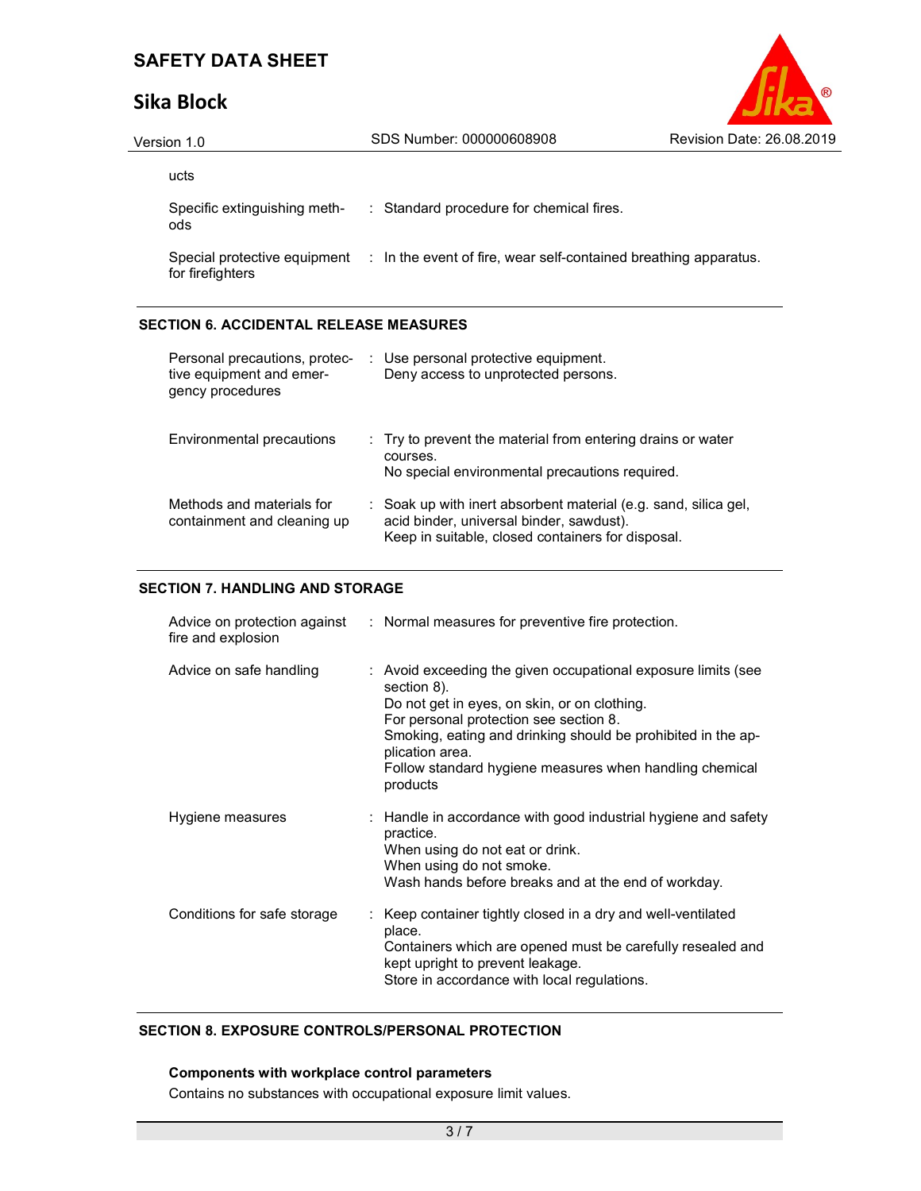ucts

| | |
|---|---|
| Specific extinguishing methods | : Standard procedure for chemical fires. |
| Special protective equipment for firefighters | : In the event of fire, wear self-contained breathing apparatus. |

## SECTION 6. ACCIDENTAL RELEASE MEASURES

| | |
|---|---|
| Personal precautions, protective equipment and emergency procedures | : Use personal protective equipment.<br>Deny access to unprotected persons. |
| Environmental precautions | : Try to prevent the material from entering drains or water courses.<br>No special environmental precautions required. |
| Methods and materials for containment and cleaning up | : Soak up with inert absorbent material (e.g. sand, silica gel, acid binder, universal binder, sawdust).<br>Keep in suitable, closed containers for disposal. |

## SECTION 7. HANDLING AND STORAGE

| | |
|---|---|
| Advice on protection against fire and explosion | : Normal measures for preventive fire protection. |
| Advice on safe handling | : Avoid exceeding the given occupational exposure limits (see section 8).<br>Do not get in eyes, on skin, or on clothing.<br>For personal protection see section 8.<br>Smoking, eating and drinking should be prohibited in the application area.<br>Follow standard hygiene measures when handling chemical products |
| Hygiene measures | : Handle in accordance with good industrial hygiene and safety practice.<br>When using do not eat or drink.<br>When using do not smoke.<br>Wash hands before breaks and at the end of workday. |
| Conditions for safe storage | : Keep container tightly closed in a dry and well-ventilated place.<br>Containers which are opened must be carefully resealed and kept upright to prevent leakage.<br>Store in accordance with local regulations. |

## SECTION 8. EXPOSURE CONTROLS/PERSONAL PROTECTION

**Components with workplace control parameters**

Contains no substances with occupational exposure limit values.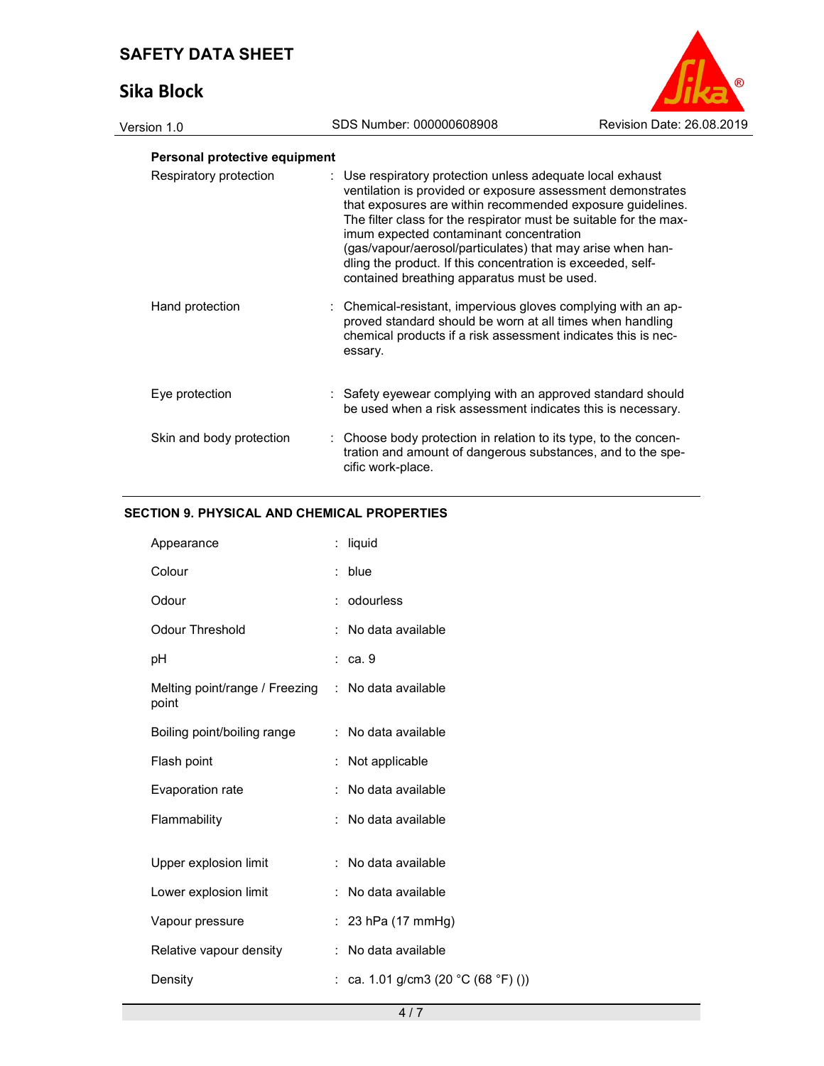**Personal protective equipment**

| | |
|---|---|
| Respiratory protection | : Use respiratory protection unless adequate local exhaust ventilation is provided or exposure assessment demonstrates that exposures are within recommended exposure guidelines. The filter class for the respirator must be suitable for the maximum expected contaminant concentration (gas/vapour/aerosol/particulates) that may arise when handling the product. If this concentration is exceeded, self-contained breathing apparatus must be used. |
| Hand protection | : Chemical-resistant, impervious gloves complying with an approved standard should be worn at all times when handling chemical products if a risk assessment indicates this is necessary. |
| Eye protection | : Safety eyewear complying with an approved standard should be used when a risk assessment indicates this is necessary. |
| Skin and body protection | : Choose body protection in relation to its type, to the concentration and amount of dangerous substances, and to the specific work-place. |

## SECTION 9. PHYSICAL AND CHEMICAL PROPERTIES

| | |
|---|---|
| Appearance | : liquid |
| Colour | : blue |
| Odour | : odourless |
| Odour Threshold | : No data available |
| pH | : ca. 9 |
| Melting point/range / Freezing point | : No data available |
| Boiling point/boiling range | : No data available |
| Flash point | : Not applicable |
| Evaporation rate | : No data available |
| Flammability | : No data available |
| Upper explosion limit | : No data available |
| Lower explosion limit | : No data available |
| Vapour pressure | : 23 hPa (17 mmHg) |
| Relative vapour density | : No data available |
| Density | : ca. 1.01 g/cm3 (20 °C (68 °F) ()) |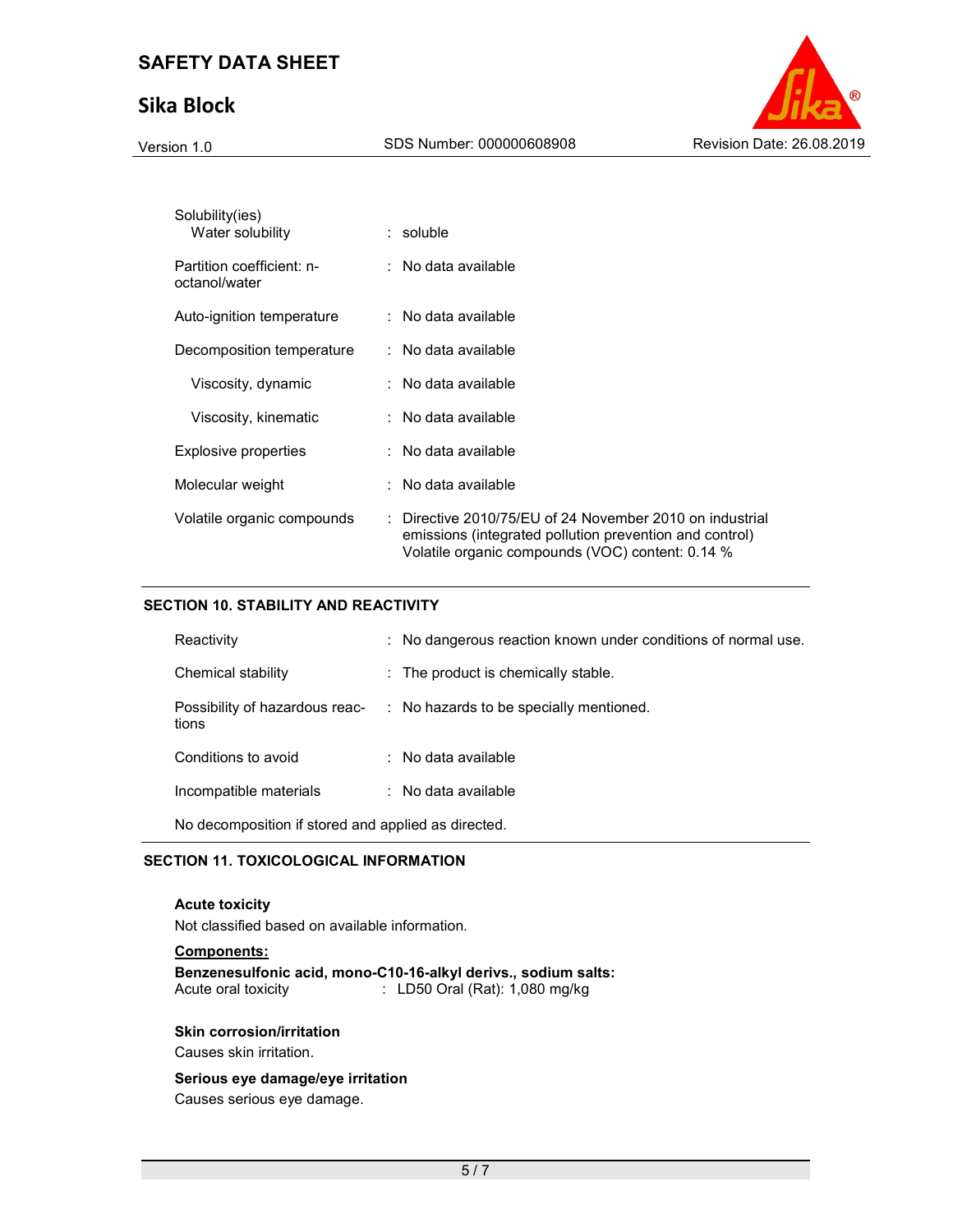| | | |
|---|---|---|
| Solubility(ies)<br>Water solubility | : | soluble |
| Partition coefficient: n-octanol/water | : | No data available |
| Auto-ignition temperature | : | No data available |
| Decomposition temperature | : | No data available |
| Viscosity, dynamic | : | No data available |
| Viscosity, kinematic | : | No data available |
| Explosive properties | : | No data available |
| Molecular weight | : | No data available |
| Volatile organic compounds | : | Directive 2010/75/EU of 24 November 2010 on industrial emissions (integrated pollution prevention and control)<br>Volatile organic compounds (VOC) content: 0.14 % |

## SECTION 10. STABILITY AND REACTIVITY

| | | |
|---|---|---|
| Reactivity | : | No dangerous reaction known under conditions of normal use. |
| Chemical stability | : | The product is chemically stable. |
| Possibility of hazardous reactions | : | No hazards to be specially mentioned. |
| Conditions to avoid | : | No data available |
| Incompatible materials | : | No data available |

No decomposition if stored and applied as directed.

## SECTION 11. TOXICOLOGICAL INFORMATION

**Acute toxicity**

Not classified based on available information.

**Components:**

**Benzenesulfonic acid, mono-C10-16-alkyl derivs., sodium salts:**

Acute oral toxicity : LD50 Oral (Rat): 1,080 mg/kg

**Skin corrosion/irritation**

Causes skin irritation.

**Serious eye damage/eye irritation**

Causes serious eye damage.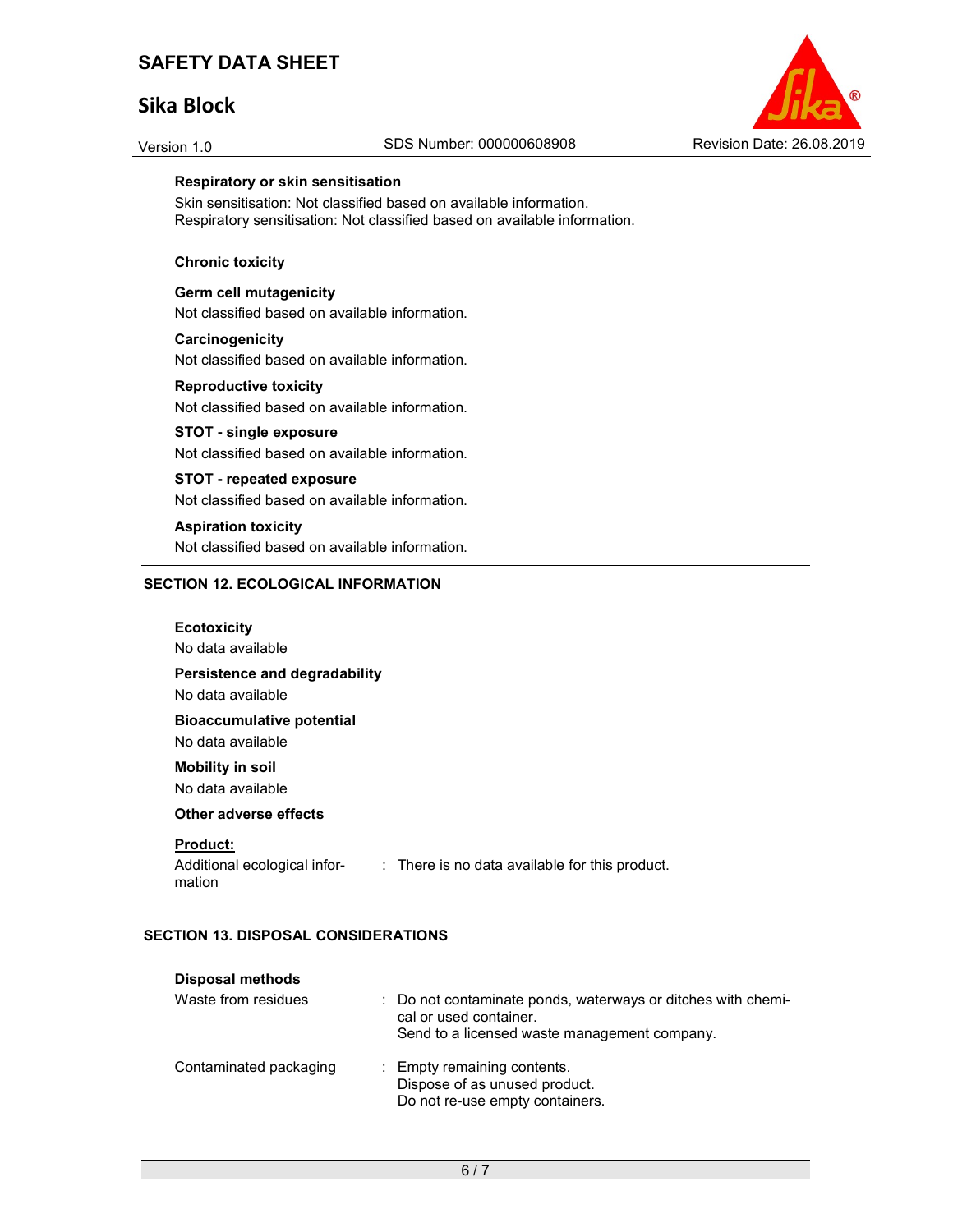**Respiratory or skin sensitisation**

Skin sensitisation: Not classified based on available information.
Respiratory sensitisation: Not classified based on available information.

**Chronic toxicity**

**Germ cell mutagenicity**

Not classified based on available information.

**Carcinogenicity**

Not classified based on available information.

**Reproductive toxicity**

Not classified based on available information.

**STOT - single exposure**

Not classified based on available information.

**STOT - repeated exposure**

Not classified based on available information.

**Aspiration toxicity**

Not classified based on available information.

## SECTION 12. ECOLOGICAL INFORMATION

**Ecotoxicity**

No data available

**Persistence and degradability**

No data available

**Bioaccumulative potential**

No data available

**Mobility in soil**

No data available

**Other adverse effects**

**Product:**

| | | |
|---|---|---|
| Additional ecological information | : | There is no data available for this product. |

## SECTION 13. DISPOSAL CONSIDERATIONS

**Disposal methods**

| | | |
|---|---|---|
| Waste from residues | : | Do not contaminate ponds, waterways or ditches with chemical or used container.<br>Send to a licensed waste management company. |
| Contaminated packaging | : | Empty remaining contents.<br>Dispose of as unused product.<br>Do not re-use empty containers. |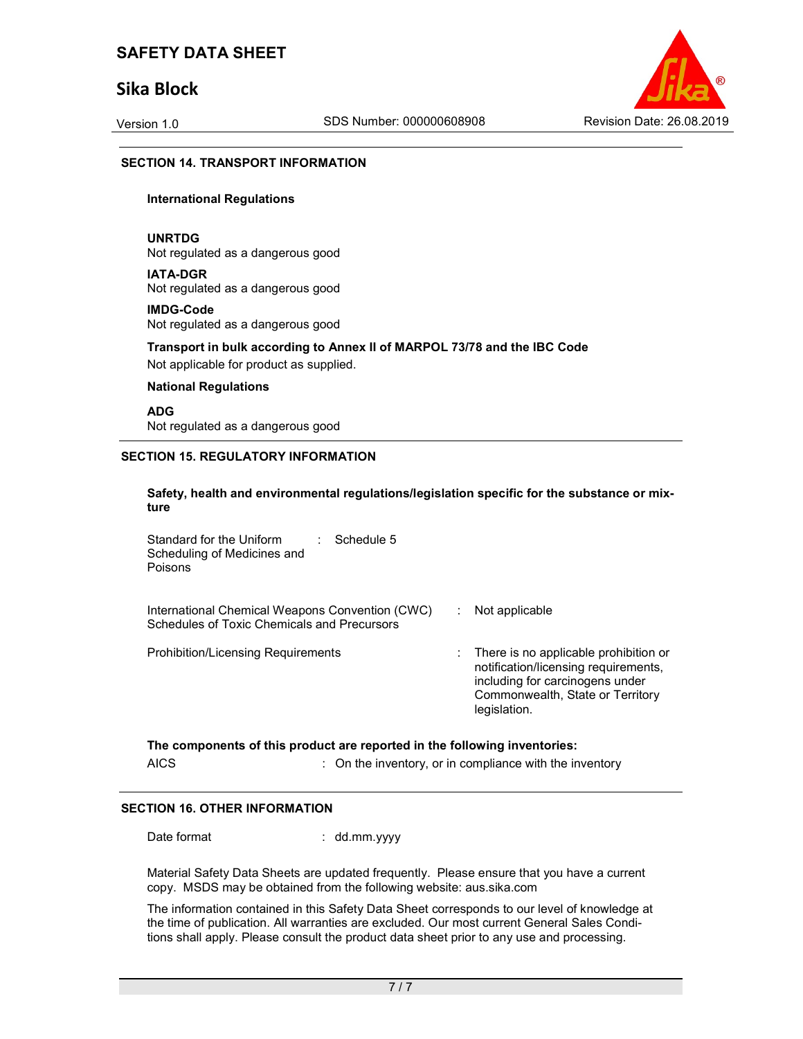## SECTION 14. TRANSPORT INFORMATION

**International Regulations**

**UNRTDG**
Not regulated as a dangerous good

**IATA-DGR**
Not regulated as a dangerous good

**IMDG-Code**
Not regulated as a dangerous good

**Transport in bulk according to Annex II of MARPOL 73/78 and the IBC Code**
Not applicable for product as supplied.

**National Regulations**

**ADG**
Not regulated as a dangerous good

## SECTION 15. REGULATORY INFORMATION

**Safety, health and environmental regulations/legislation specific for the substance or mixture**

Standard for the Uniform Scheduling of Medicines and Poisons : Schedule 5

International Chemical Weapons Convention (CWC) Schedules of Toxic Chemicals and Precursors : Not applicable

Prohibition/Licensing Requirements : There is no applicable prohibition or notification/licensing requirements, including for carcinogens under Commonwealth, State or Territory legislation.

**The components of this product are reported in the following inventories:**

AICS : On the inventory, or in compliance with the inventory

## SECTION 16. OTHER INFORMATION

Date format : dd.mm.yyyy

Material Safety Data Sheets are updated frequently. Please ensure that you have a current copy. MSDS may be obtained from the following website: aus.sika.com

The information contained in this Safety Data Sheet corresponds to our level of knowledge at the time of publication. All warranties are excluded. Our most current General Sales Conditions shall apply. Please consult the product data sheet prior to any use and processing.